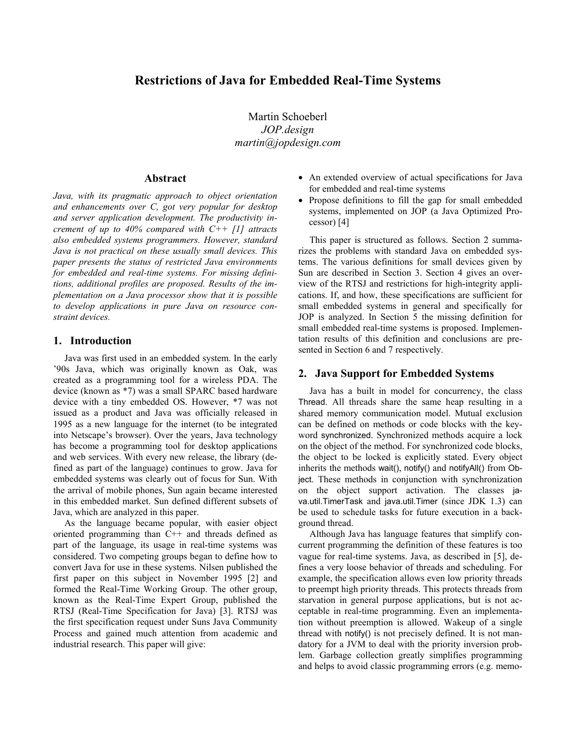# Restrictions of Java for Embedded Real-Time Systems

Martin Schoeberl
*JOP.design*
*martin@jopdesign.com*

## Abstract

*Java, with its pragmatic approach to object orientation and enhancements over C, got very popular for desktop and server application development. The productivity increment of up to 40% compared with C++ [1] attracts also embedded systems programmers. However, standard Java is not practical on these usually small devices. This paper presents the status of restricted Java environments for embedded and real-time systems. For missing definitions, additional profiles are proposed. Results of the implementation on a Java processor show that it is possible to develop applications in pure Java on resource constraint devices.*

## 1. Introduction

Java was first used in an embedded system. In the early '90s Java, which was originally known as Oak, was created as a programming tool for a wireless PDA. The device (known as *7) was a small SPARC based hardware device with a tiny embedded OS. However, *7 was not issued as a product and Java was officially released in 1995 as a new language for the internet (to be integrated into Netscape's browser). Over the years, Java technology has become a programming tool for desktop applications and web services. With every new release, the library (defined as part of the language) continues to grow. Java for embedded systems was clearly out of focus for Sun. With the arrival of mobile phones, Sun again became interested in this embedded market. Sun defined different subsets of Java, which are analyzed in this paper.

As the language became popular, with easier object oriented programming than C++ and threads defined as part of the language, its usage in real-time systems was considered. Two competing groups began to define how to convert Java for use in these systems. Nilsen published the first paper on this subject in November 1995 [2] and formed the Real-Time Working Group. The other group, known as the Real-Time Expert Group, published the RTSJ (Real-Time Specification for Java) [3]. RTSJ was the first specification request under Suns Java Community Process and gained much attention from academic and industrial research. This paper will give:

- An extended overview of actual specifications for Java for embedded and real-time systems
- Propose definitions to fill the gap for small embedded systems, implemented on JOP (a Java Optimized Processor) [4]

This paper is structured as follows. Section 2 summarizes the problems with standard Java on embedded systems. The various definitions for small devices given by Sun are described in Section 3. Section 4 gives an overview of the RTSJ and restrictions for high-integrity applications. If, and how, these specifications are sufficient for small embedded systems in general and specifically for JOP is analyzed. In Section 5 the missing definition for small embedded real-time systems is proposed. Implementation results of this definition and conclusions are presented in Section 6 and 7 respectively.

## 2. Java Support for Embedded Systems

Java has a built in model for concurrency, the class Thread. All threads share the same heap resulting in a shared memory communication model. Mutual exclusion can be defined on methods or code blocks with the keyword synchronized. Synchronized methods acquire a lock on the object of the method. For synchronized code blocks, the object to be locked is explicitly stated. Every object inherits the methods wait(), notify() and notifyAll() from Object. These methods in conjunction with synchronization on the object support activation. The classes java.util.TimerTask and java.util.Timer (since JDK 1.3) can be used to schedule tasks for future execution in a background thread.

Although Java has language features that simplify concurrent programming the definition of these features is too vague for real-time systems. Java, as described in [5], defines a very loose behavior of threads and scheduling. For example, the specification allows even low priority threads to preempt high priority threads. This protects threads from starvation in general purpose applications, but is not acceptable in real-time programming. Even an implementation without preemption is allowed. Wakeup of a single thread with notify() is not precisely defined. It is not mandatory for a JVM to deal with the priority inversion problem. Garbage collection greatly simplifies programming and helps to avoid classic programming errors (e.g. memo-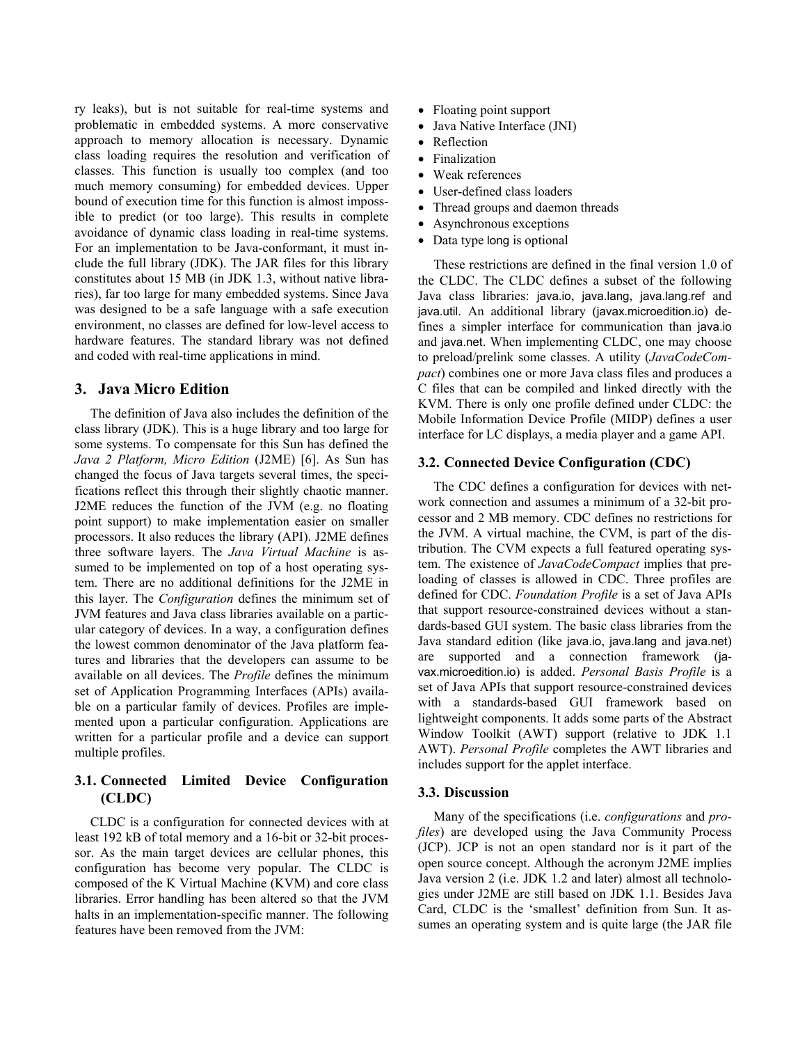ry leaks), but is not suitable for real-time systems and problematic in embedded systems. A more conservative approach to memory allocation is necessary. Dynamic class loading requires the resolution and verification of classes. This function is usually too complex (and too much memory consuming) for embedded devices. Upper bound of execution time for this function is almost impossible to predict (or too large). This results in complete avoidance of dynamic class loading in real-time systems. For an implementation to be Java-conformant, it must include the full library (JDK). The JAR files for this library constitutes about 15 MB (in JDK 1.3, without native libraries), far too large for many embedded systems. Since Java was designed to be a safe language with a safe execution environment, no classes are defined for low-level access to hardware features. The standard library was not defined and coded with real-time applications in mind.

## 3. Java Micro Edition

The definition of Java also includes the definition of the class library (JDK). This is a huge library and too large for some systems. To compensate for this Sun has defined the *Java 2 Platform, Micro Edition* (J2ME) [6]. As Sun has changed the focus of Java targets several times, the specifications reflect this through their slightly chaotic manner. J2ME reduces the function of the JVM (e.g. no floating point support) to make implementation easier on smaller processors. It also reduces the library (API). J2ME defines three software layers. The *Java Virtual Machine* is assumed to be implemented on top of a host operating system. There are no additional definitions for the J2ME in this layer. The *Configuration* defines the minimum set of JVM features and Java class libraries available on a particular category of devices. In a way, a configuration defines the lowest common denominator of the Java platform features and libraries that the developers can assume to be available on all devices. The *Profile* defines the minimum set of Application Programming Interfaces (APIs) available on a particular family of devices. Profiles are implemented upon a particular configuration. Applications are written for a particular profile and a device can support multiple profiles.

### 3.1. Connected Limited Device Configuration (CLDC)

CLDC is a configuration for connected devices with at least 192 kB of total memory and a 16-bit or 32-bit processor. As the main target devices are cellular phones, this configuration has become very popular. The CLDC is composed of the K Virtual Machine (KVM) and core class libraries. Error handling has been altered so that the JVM halts in an implementation-specific manner. The following features have been removed from the JVM:

- Floating point support
- Java Native Interface (JNI)
- Reflection
- Finalization
- Weak references
- User-defined class loaders
- Thread groups and daemon threads
- Asynchronous exceptions
- Data type long is optional

These restrictions are defined in the final version 1.0 of the CLDC. The CLDC defines a subset of the following Java class libraries: java.io, java.lang, java.lang.ref and java.util. An additional library (javax.microedition.io) defines a simpler interface for communication than java.io and java.net. When implementing CLDC, one may choose to preload/prelink some classes. A utility (*JavaCodeCompact*) combines one or more Java class files and produces a C files that can be compiled and linked directly with the KVM. There is only one profile defined under CLDC: the Mobile Information Device Profile (MIDP) defines a user interface for LC displays, a media player and a game API.

### 3.2. Connected Device Configuration (CDC)

The CDC defines a configuration for devices with network connection and assumes a minimum of a 32-bit processor and 2 MB memory. CDC defines no restrictions for the JVM. A virtual machine, the CVM, is part of the distribution. The CVM expects a full featured operating system. The existence of *JavaCodeCompact* implies that preloading of classes is allowed in CDC. Three profiles are defined for CDC. *Foundation Profile* is a set of Java APIs that support resource-constrained devices without a standards-based GUI system. The basic class libraries from the Java standard edition (like java.io, java.lang and java.net) are supported and a connection framework (javax.microedition.io) is added. *Personal Basis Profile* is a set of Java APIs that support resource-constrained devices with a standards-based GUI framework based on lightweight components. It adds some parts of the Abstract Window Toolkit (AWT) support (relative to JDK 1.1 AWT). *Personal Profile* completes the AWT libraries and includes support for the applet interface.

### 3.3. Discussion

Many of the specifications (i.e. *configurations* and *profiles*) are developed using the Java Community Process (JCP). JCP is not an open standard nor is it part of the open source concept. Although the acronym J2ME implies Java version 2 (i.e. JDK 1.2 and later) almost all technologies under J2ME are still based on JDK 1.1. Besides Java Card, CLDC is the 'smallest' definition from Sun. It assumes an operating system and is quite large (the JAR file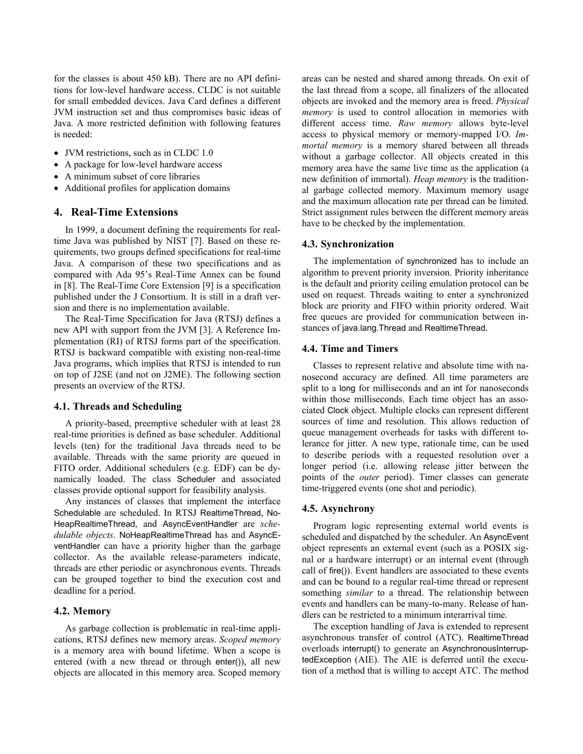for the classes is about 450 kB). There are no API definitions for low-level hardware access. CLDC is not suitable for small embedded devices. Java Card defines a different JVM instruction set and thus compromises basic ideas of Java. A more restricted definition with following features is needed:

- JVM restrictions, such as in CLDC 1.0
- A package for low-level hardware access
- A minimum subset of core libraries
- Additional profiles for application domains

## 4. Real-Time Extensions

In 1999, a document defining the requirements for real-time Java was published by NIST [7]. Based on these requirements, two groups defined specifications for real-time Java. A comparison of these two specifications and as compared with Ada 95's Real-Time Annex can be found in [8]. The Real-Time Core Extension [9] is a specification published under the J Consortium. It is still in a draft version and there is no implementation available.

The Real-Time Specification for Java (RTSJ) defines a new API with support from the JVM [3]. A Reference Implementation (RI) of RTSJ forms part of the specification. RTSJ is backward compatible with existing non-real-time Java programs, which implies that RTSJ is intended to run on top of J2SE (and not on J2ME). The following section presents an overview of the RTSJ.

### 4.1. Threads and Scheduling

A priority-based, preemptive scheduler with at least 28 real-time priorities is defined as base scheduler. Additional levels (ten) for the traditional Java threads need to be available. Threads with the same priority are queued in FITO order. Additional schedulers (e.g. EDF) can be dynamically loaded. The class Scheduler and associated classes provide optional support for feasibility analysis.

Any instances of classes that implement the interface Schedulable are scheduled. In RTSJ RealtimeThread, NoHeapRealtimeThread, and AsyncEventHandler are *schedulable objects*. NoHeapRealtimeThread has and AsyncEventHandler can have a priority higher than the garbage collector. As the available release-parameters indicate, threads are ether periodic or asynchronous events. Threads can be grouped together to bind the execution cost and deadline for a period.

### 4.2. Memory

As garbage collection is problematic in real-time applications, RTSJ defines new memory areas. *Scoped memory* is a memory area with bound lifetime. When a scope is entered (with a new thread or through enter()), all new objects are allocated in this memory area. Scoped memory areas can be nested and shared among threads. On exit of the last thread from a scope, all finalizers of the allocated objects are invoked and the memory area is freed. *Physical memory* is used to control allocation in memories with different access time. *Raw memory* allows byte-level access to physical memory or memory-mapped I/O. *Immortal memory* is a memory shared between all threads without a garbage collector. All objects created in this memory area have the same live time as the application (a new definition of immortal). *Heap memory* is the traditional garbage collected memory. Maximum memory usage and the maximum allocation rate per thread can be limited. Strict assignment rules between the different memory areas have to be checked by the implementation.

### 4.3. Synchronization

The implementation of synchronized has to include an algorithm to prevent priority inversion. Priority inheritance is the default and priority ceiling emulation protocol can be used on request. Threads waiting to enter a synchronized block are priority and FIFO within priority ordered. Wait free queues are provided for communication between instances of java.lang.Thread and RealtimeThread.

### 4.4. Time and Timers

Classes to represent relative and absolute time with nanosecond accuracy are defined. All time parameters are split to a long for milliseconds and an int for nanoseconds within those milliseconds. Each time object has an associated Clock object. Multiple clocks can represent different sources of time and resolution. This allows reduction of queue management overheads for tasks with different tolerance for jitter. A new type, rationale time, can be used to describe periods with a requested resolution over a longer period (i.e. allowing release jitter between the points of the *outer* period). Timer classes can generate time-triggered events (one shot and periodic).

### 4.5. Asynchrony

Program logic representing external world events is scheduled and dispatched by the scheduler. An AsyncEvent object represents an external event (such as a POSIX signal or a hardware interrupt) or an internal event (through call of fire()). Event handlers are associated to these events and can be bound to a regular real-time thread or represent something *similar* to a thread. The relationship between events and handlers can be many-to-many. Release of handlers can be restricted to a minimum interarrival time.

The exception handling of Java is extended to represent asynchronous transfer of control (ATC). RealtimeThread overloads interrupt() to generate an AsynchronousInterruptedException (AIE). The AIE is deferred until the execution of a method that is willing to accept ATC. The method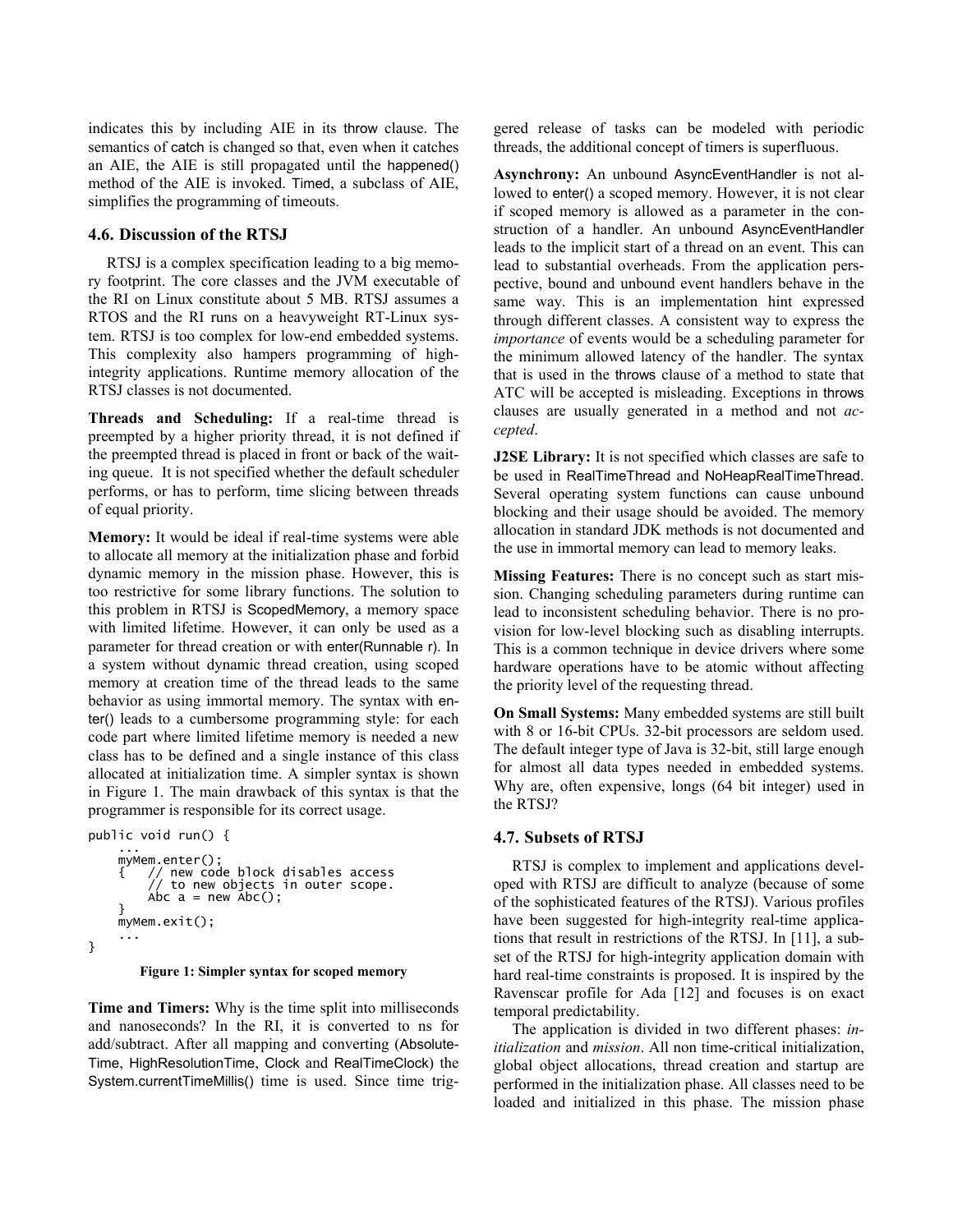indicates this by including AIE in its throw clause. The semantics of catch is changed so that, even when it catches an AIE, the AIE is still propagated until the happened() method of the AIE is invoked. Timed, a subclass of AIE, simplifies the programming of timeouts.

### 4.6. Discussion of the RTSJ

RTSJ is a complex specification leading to a big memory footprint. The core classes and the JVM executable of the RI on Linux constitute about 5 MB. RTSJ assumes a RTOS and the RI runs on a heavyweight RT-Linux system. RTSJ is too complex for low-end embedded systems. This complexity also hampers programming of high-integrity applications. Runtime memory allocation of the RTSJ classes is not documented.

**Threads and Scheduling:** If a real-time thread is preempted by a higher priority thread, it is not defined if the preempted thread is placed in front or back of the waiting queue. It is not specified whether the default scheduler performs, or has to perform, time slicing between threads of equal priority.

**Memory:** It would be ideal if real-time systems were able to allocate all memory at the initialization phase and forbid dynamic memory in the mission phase. However, this is too restrictive for some library functions. The solution to this problem in RTSJ is ScopedMemory, a memory space with limited lifetime. However, it can only be used as a parameter for thread creation or with enter(Runnable r). In a system without dynamic thread creation, using scoped memory at creation time of the thread leads to the same behavior as using immortal memory. The syntax with enter() leads to a cumbersome programming style: for each code part where limited lifetime memory is needed a new class has to be defined and a single instance of this class allocated at initialization time. A simpler syntax is shown in Figure 1. The main drawback of this syntax is that the programmer is responsible for its correct usage.

```
public void run() {
    ...
    myMem.enter();
    {   // new code block disables access
        // to new objects in outer scope.
        Abc a = new Abc();
    }
    myMem.exit();
    ...
}
```

**Figure 1: Simpler syntax for scoped memory**

**Time and Timers:** Why is the time split into milliseconds and nanoseconds? In the RI, it is converted to ns for add/subtract. After all mapping and converting (AbsoluteTime, HighResolutionTime, Clock and RealTimeClock) the System.currentTimeMillis() time is used. Since time triggered release of tasks can be modeled with periodic threads, the additional concept of timers is superfluous.

**Asynchrony:** An unbound AsyncEventHandler is not allowed to enter() a scoped memory. However, it is not clear if scoped memory is allowed as a parameter in the construction of a handler. An unbound AsyncEventHandler leads to the implicit start of a thread on an event. This can lead to substantial overheads. From the application perspective, bound and unbound event handlers behave in the same way. This is an implementation hint expressed through different classes. A consistent way to express the *importance* of events would be a scheduling parameter for the minimum allowed latency of the handler. The syntax that is used in the throws clause of a method to state that ATC will be accepted is misleading. Exceptions in throws clauses are usually generated in a method and not *accepted*.

**J2SE Library:** It is not specified which classes are safe to be used in RealTimeThread and NoHeapRealTimeThread. Several operating system functions can cause unbound blocking and their usage should be avoided. The memory allocation in standard JDK methods is not documented and the use in immortal memory can lead to memory leaks.

**Missing Features:** There is no concept such as start mission. Changing scheduling parameters during runtime can lead to inconsistent scheduling behavior. There is no provision for low-level blocking such as disabling interrupts. This is a common technique in device drivers where some hardware operations have to be atomic without affecting the priority level of the requesting thread.

**On Small Systems:** Many embedded systems are still built with 8 or 16-bit CPUs. 32-bit processors are seldom used. The default integer type of Java is 32-bit, still large enough for almost all data types needed in embedded systems. Why are, often expensive, longs (64 bit integer) used in the RTSJ?

### 4.7. Subsets of RTSJ

RTSJ is complex to implement and applications developed with RTSJ are difficult to analyze (because of some of the sophisticated features of the RTSJ). Various profiles have been suggested for high-integrity real-time applications that result in restrictions of the RTSJ. In [11], a subset of the RTSJ for high-integrity application domain with hard real-time constraints is proposed. It is inspired by the Ravenscar profile for Ada [12] and focuses is on exact temporal predictability.

The application is divided in two different phases: *initialization* and *mission*. All non time-critical initialization, global object allocations, thread creation and startup are performed in the initialization phase. All classes need to be loaded and initialized in this phase. The mission phase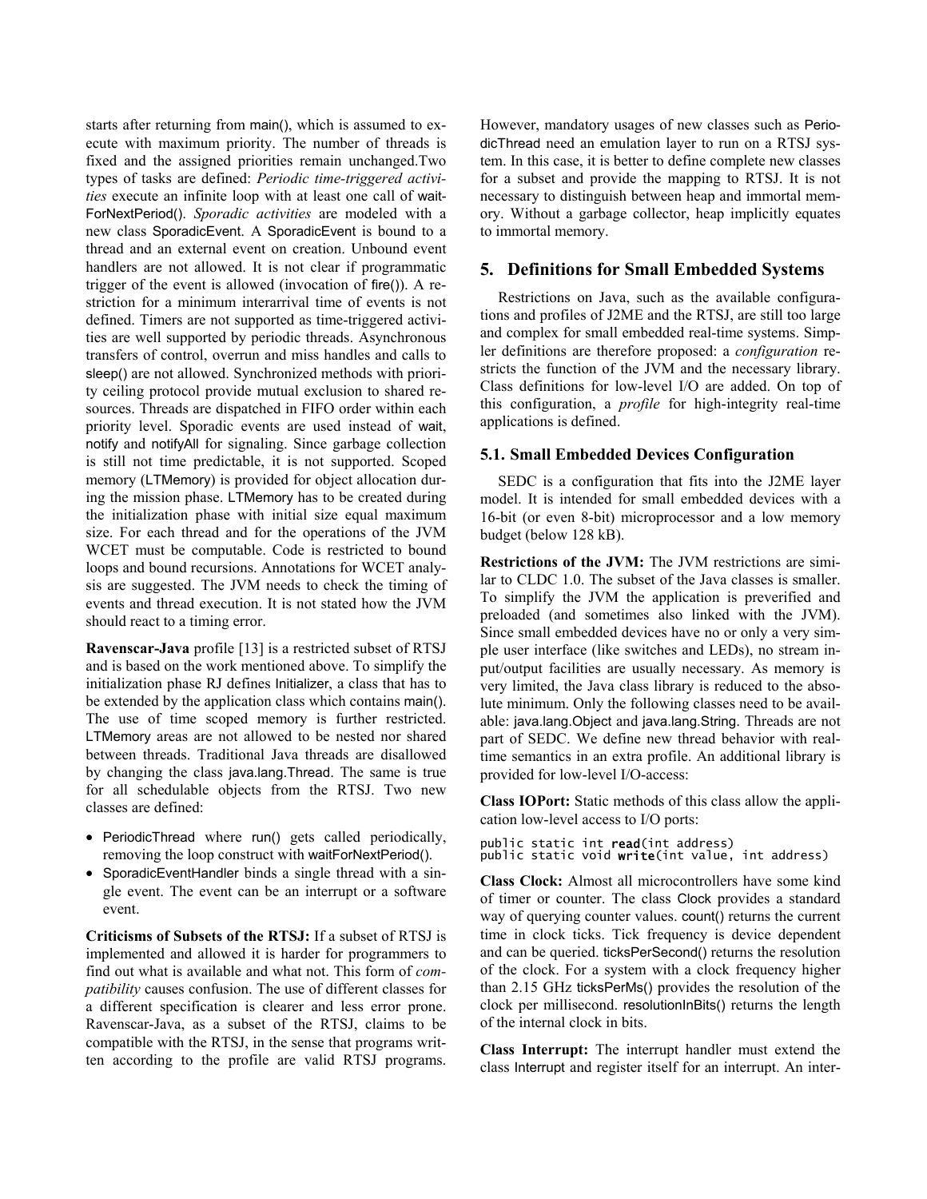starts after returning from main(), which is assumed to execute with maximum priority. The number of threads is fixed and the assigned priorities remain unchanged.Two types of tasks are defined: *Periodic time-triggered activities* execute an infinite loop with at least one call of waitForNextPeriod(). *Sporadic activities* are modeled with a new class SporadicEvent. A SporadicEvent is bound to a thread and an external event on creation. Unbound event handlers are not allowed. It is not clear if programmatic trigger of the event is allowed (invocation of fire()). A restriction for a minimum interarrival time of events is not defined. Timers are not supported as time-triggered activities are well supported by periodic threads. Asynchronous transfers of control, overrun and miss handles and calls to sleep() are not allowed. Synchronized methods with priority ceiling protocol provide mutual exclusion to shared resources. Threads are dispatched in FIFO order within each priority level. Sporadic events are used instead of wait, notify and notifyAll for signaling. Since garbage collection is still not time predictable, it is not supported. Scoped memory (LTMemory) is provided for object allocation during the mission phase. LTMemory has to be created during the initialization phase with initial size equal maximum size. For each thread and for the operations of the JVM WCET must be computable. Code is restricted to bound loops and bound recursions. Annotations for WCET analysis are suggested. The JVM needs to check the timing of events and thread execution. It is not stated how the JVM should react to a timing error.

**Ravenscar-Java** profile [13] is a restricted subset of RTSJ and is based on the work mentioned above. To simplify the initialization phase RJ defines Initializer, a class that has to be extended by the application class which contains main(). The use of time scoped memory is further restricted. LTMemory areas are not allowed to be nested nor shared between threads. Traditional Java threads are disallowed by changing the class java.lang.Thread. The same is true for all schedulable objects from the RTSJ. Two new classes are defined:

- PeriodicThread where run() gets called periodically, removing the loop construct with waitForNextPeriod().
- SporadicEventHandler binds a single thread with a single event. The event can be an interrupt or a software event.

**Criticisms of Subsets of the RTSJ:** If a subset of RTSJ is implemented and allowed it is harder for programmers to find out what is available and what not. This form of *compatibility* causes confusion. The use of different classes for a different specification is clearer and less error prone. Ravenscar-Java, as a subset of the RTSJ, claims to be compatible with the RTSJ, in the sense that programs written according to the profile are valid RTSJ programs. However, mandatory usages of new classes such as PeriodicThread need an emulation layer to run on a RTSJ system. In this case, it is better to define complete new classes for a subset and provide the mapping to RTSJ. It is not necessary to distinguish between heap and immortal memory. Without a garbage collector, heap implicitly equates to immortal memory.

## 5. Definitions for Small Embedded Systems

Restrictions on Java, such as the available configurations and profiles of J2ME and the RTSJ, are still too large and complex for small embedded real-time systems. Simpler definitions are therefore proposed: a *configuration* restricts the function of the JVM and the necessary library. Class definitions for low-level I/O are added. On top of this configuration, a *profile* for high-integrity real-time applications is defined.

### 5.1. Small Embedded Devices Configuration

SEDC is a configuration that fits into the J2ME layer model. It is intended for small embedded devices with a 16-bit (or even 8-bit) microprocessor and a low memory budget (below 128 kB).

**Restrictions of the JVM:** The JVM restrictions are similar to CLDC 1.0. The subset of the Java classes is smaller. To simplify the JVM the application is preverified and preloaded (and sometimes also linked with the JVM). Since small embedded devices have no or only a very simple user interface (like switches and LEDs), no stream input/output facilities are usually necessary. As memory is very limited, the Java class library is reduced to the absolute minimum. Only the following classes need to be available: java.lang.Object and java.lang.String. Threads are not part of SEDC. We define new thread behavior with real-time semantics in an extra profile. An additional library is provided for low-level I/O-access:

**Class IOPort:** Static methods of this class allow the application low-level access to I/O ports:

```
public static int read(int address)
public static void write(int value, int address)
```

**Class Clock:** Almost all microcontrollers have some kind of timer or counter. The class Clock provides a standard way of querying counter values. count() returns the current time in clock ticks. Tick frequency is device dependent and can be queried. ticksPerSecond() returns the resolution of the clock. For a system with a clock frequency higher than 2.15 GHz ticksPerMs() provides the resolution of the clock per millisecond. resolutionInBits() returns the length of the internal clock in bits.

**Class Interrupt:** The interrupt handler must extend the class Interrupt and register itself for an interrupt. An inter-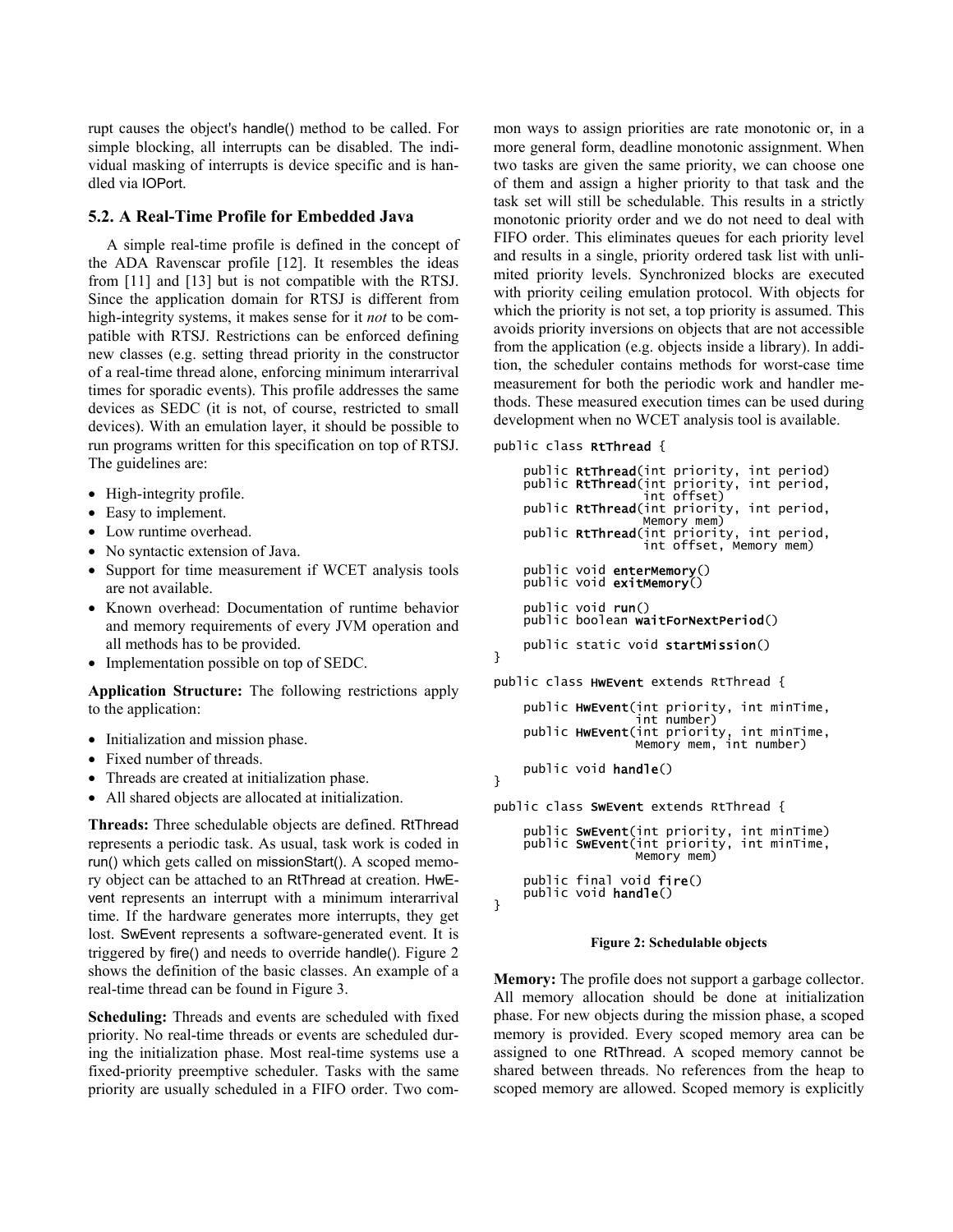rupt causes the object's handle() method to be called. For simple blocking, all interrupts can be disabled. The individual masking of interrupts is device specific and is handled via IOPort.

### 5.2. A Real-Time Profile for Embedded Java

A simple real-time profile is defined in the concept of the ADA Ravenscar profile [12]. It resembles the ideas from [11] and [13] but is not compatible with the RTSJ. Since the application domain for RTSJ is different from high-integrity systems, it makes sense for it *not* to be compatible with RTSJ. Restrictions can be enforced defining new classes (e.g. setting thread priority in the constructor of a real-time thread alone, enforcing minimum interarrival times for sporadic events). This profile addresses the same devices as SEDC (it is not, of course, restricted to small devices). With an emulation layer, it should be possible to run programs written for this specification on top of RTSJ. The guidelines are:

- High-integrity profile.
- Easy to implement.
- Low runtime overhead.
- No syntactic extension of Java.
- Support for time measurement if WCET analysis tools are not available.
- Known overhead: Documentation of runtime behavior and memory requirements of every JVM operation and all methods has to be provided.
- Implementation possible on top of SEDC.

**Application Structure:** The following restrictions apply to the application:

- Initialization and mission phase.
- Fixed number of threads.
- Threads are created at initialization phase.
- All shared objects are allocated at initialization.

**Threads:** Three schedulable objects are defined. RtThread represents a periodic task. As usual, task work is coded in run() which gets called on missionStart(). A scoped memory object can be attached to an RtThread at creation. HwEvent represents an interrupt with a minimum interarrival time. If the hardware generates more interrupts, they get lost. SwEvent represents a software-generated event. It is triggered by fire() and needs to override handle(). Figure 2 shows the definition of the basic classes. An example of a real-time thread can be found in Figure 3.

**Scheduling:** Threads and events are scheduled with fixed priority. No real-time threads or events are scheduled during the initialization phase. Most real-time systems use a fixed-priority preemptive scheduler. Tasks with the same priority are usually scheduled in a FIFO order. Two common ways to assign priorities are rate monotonic or, in a more general form, deadline monotonic assignment. When two tasks are given the same priority, we can choose one of them and assign a higher priority to that task and the task set will still be schedulable. This results in a strictly monotonic priority order and we do not need to deal with FIFO order. This eliminates queues for each priority level and results in a single, priority ordered task list with unlimited priority levels. Synchronized blocks are executed with priority ceiling emulation protocol. With objects for which the priority is not set, a top priority is assumed. This avoids priority inversions on objects that are not accessible from the application (e.g. objects inside a library). In addition, the scheduler contains methods for worst-case time measurement for both the periodic work and handler methods. These measured execution times can be used during development when no WCET analysis tool is available.

```
public class RtThread {

    public RtThread(int priority, int period)
    public RtThread(int priority, int period,
                    int offset)
    public RtThread(int priority, int period,
                    Memory mem)
    public RtThread(int priority, int period,
                    int offset, Memory mem)

    public void enterMemory()
    public void exitMemory()

    public void run()
    public boolean waitForNextPeriod()

    public static void startMission()
}

public class HwEvent extends RtThread {

    public HwEvent(int priority, int minTime,
                   int number)
    public HwEvent(int priority, int minTime,
                   Memory mem, int number)

    public void handle()
}

public class SwEvent extends RtThread {

    public SwEvent(int priority, int minTime)
    public SwEvent(int priority, int minTime,
                   Memory mem)

    public final void fire()
    public void handle()
}
```

**Figure 2: Schedulable objects**

**Memory:** The profile does not support a garbage collector. All memory allocation should be done at initialization phase. For new objects during the mission phase, a scoped memory is provided. Every scoped memory area can be assigned to one RtThread. A scoped memory cannot be shared between threads. No references from the heap to scoped memory are allowed. Scoped memory is explicitly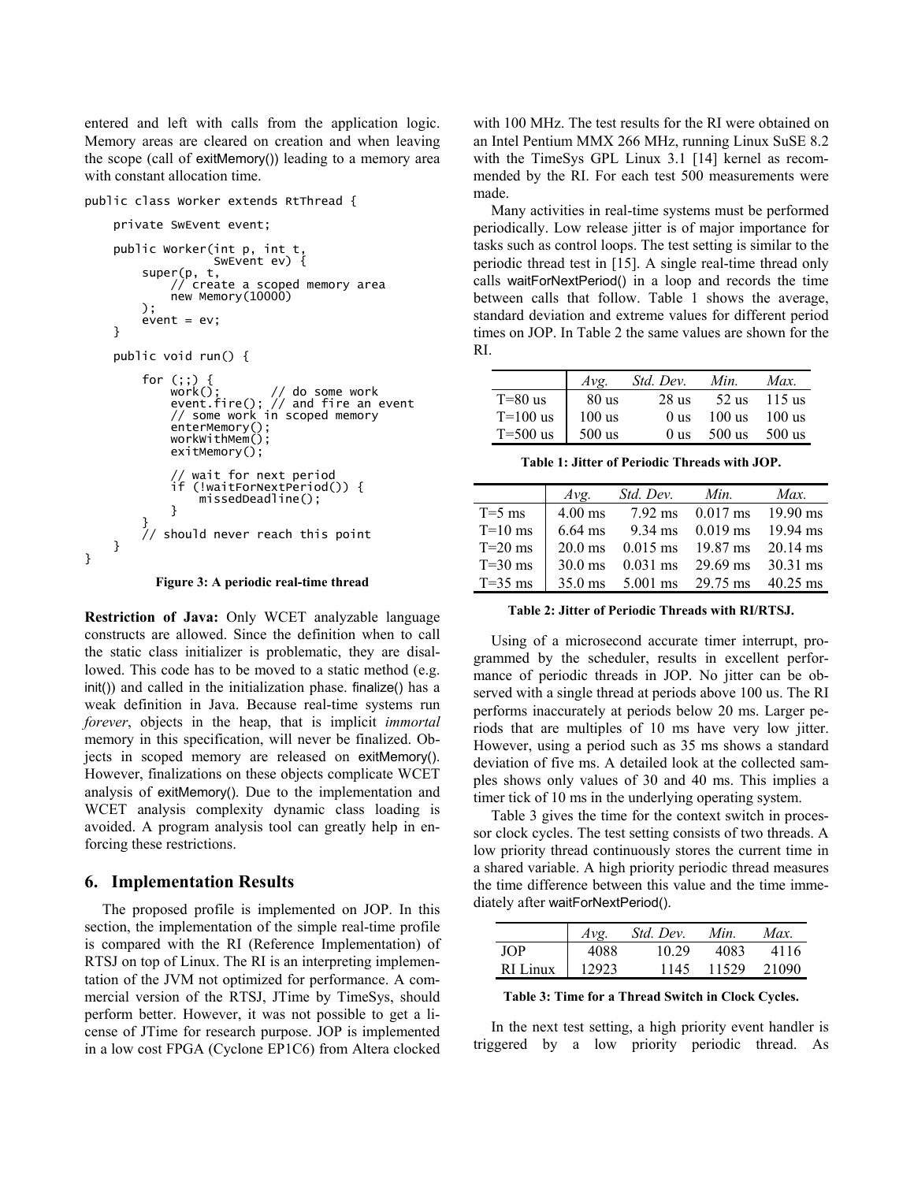entered and left with calls from the application logic. Memory areas are cleared on creation and when leaving the scope (call of exitMemory()) leading to a memory area with constant allocation time.

```
public class Worker extends RtThread {

    private SwEvent event;

    public Worker(int p, int t,
                SwEvent ev) {
        super(p, t,
            // create a scoped memory area
            new Memory(10000)
        );
        event = ev;
    }

    public void run() {

        for (;;) {
            work();        // do some work
            event.fire(); // and fire an event
            // some work in scoped memory
            enterMemory();
            workWithMem();
            exitMemory();

            // wait for next period
            if (!waitForNextPeriod()) {
                missedDeadline();
            }
        }
        // should never reach this point
    }
}
```

**Figure 3: A periodic real-time thread**

**Restriction of Java:** Only WCET analyzable language constructs are allowed. Since the definition when to call the static class initializer is problematic, they are disallowed. This code has to be moved to a static method (e.g. init()) and called in the initialization phase. finalize() has a weak definition in Java. Because real-time systems run *forever*, objects in the heap, that is implicit *immortal* memory in this specification, will never be finalized. Objects in scoped memory are released on exitMemory(). However, finalizations on these objects complicate WCET analysis of exitMemory(). Due to the implementation and WCET analysis complexity dynamic class loading is avoided. A program analysis tool can greatly help in enforcing these restrictions.

## 6. Implementation Results

The proposed profile is implemented on JOP. In this section, the implementation of the simple real-time profile is compared with the RI (Reference Implementation) of RTSJ on top of Linux. The RI is an interpreting implementation of the JVM not optimized for performance. A commercial version of the RTSJ, JTime by TimeSys, should perform better. However, it was not possible to get a license of JTime for research purpose. JOP is implemented in a low cost FPGA (Cyclone EP1C6) from Altera clocked with 100 MHz. The test results for the RI were obtained on an Intel Pentium MMX 266 MHz, running Linux SuSE 8.2 with the TimeSys GPL Linux 3.1 [14] kernel as recommended by the RI. For each test 500 measurements were made.

Many activities in real-time systems must be performed periodically. Low release jitter is of major importance for tasks such as control loops. The test setting is similar to the periodic thread test in [15]. A single real-time thread only calls waitForNextPeriod() in a loop and records the time between calls that follow. Table 1 shows the average, standard deviation and extreme values for different period times on JOP. In Table 2 the same values are shown for the RI.

| | *Avg.* | *Std. Dev.* | *Min.* | *Max.* |
|---|---|---|---|---|
| T=80 us | 80 us | 28 us | 52 us | 115 us |
| T=100 us | 100 us | 0 us | 100 us | 100 us |
| T=500 us | 500 us | 0 us | 500 us | 500 us |

**Table 1: Jitter of Periodic Threads with JOP.**

| | *Avg.* | *Std. Dev.* | *Min.* | *Max.* |
|---|---|---|---|---|
| T=5 ms | 4.00 ms | 7.92 ms | 0.017 ms | 19.90 ms |
| T=10 ms | 6.64 ms | 9.34 ms | 0.019 ms | 19.94 ms |
| T=20 ms | 20.0 ms | 0.015 ms | 19.87 ms | 20.14 ms |
| T=30 ms | 30.0 ms | 0.031 ms | 29.69 ms | 30.31 ms |
| T=35 ms | 35.0 ms | 5.001 ms | 29.75 ms | 40.25 ms |

**Table 2: Jitter of Periodic Threads with RI/RTSJ.**

Using of a microsecond accurate timer interrupt, programmed by the scheduler, results in excellent performance of periodic threads in JOP. No jitter can be observed with a single thread at periods above 100 us. The RI performs inaccurately at periods below 20 ms. Larger periods that are multiples of 10 ms have very low jitter. However, using a period such as 35 ms shows a standard deviation of five ms. A detailed look at the collected samples shows only values of 30 and 40 ms. This implies a timer tick of 10 ms in the underlying operating system.

Table 3 gives the time for the context switch in processor clock cycles. The test setting consists of two threads. A low priority thread continuously stores the current time in a shared variable. A high priority periodic thread measures the time difference between this value and the time immediately after waitForNextPeriod().

| | *Avg.* | *Std. Dev.* | *Min.* | *Max.* |
|---|---|---|---|---|
| JOP | 4088 | 10.29 | 4083 | 4116 |
| RI Linux | 12923 | 1145 | 11529 | 21090 |

**Table 3: Time for a Thread Switch in Clock Cycles.**

In the next test setting, a high priority event handler is triggered by a low priority periodic thread. As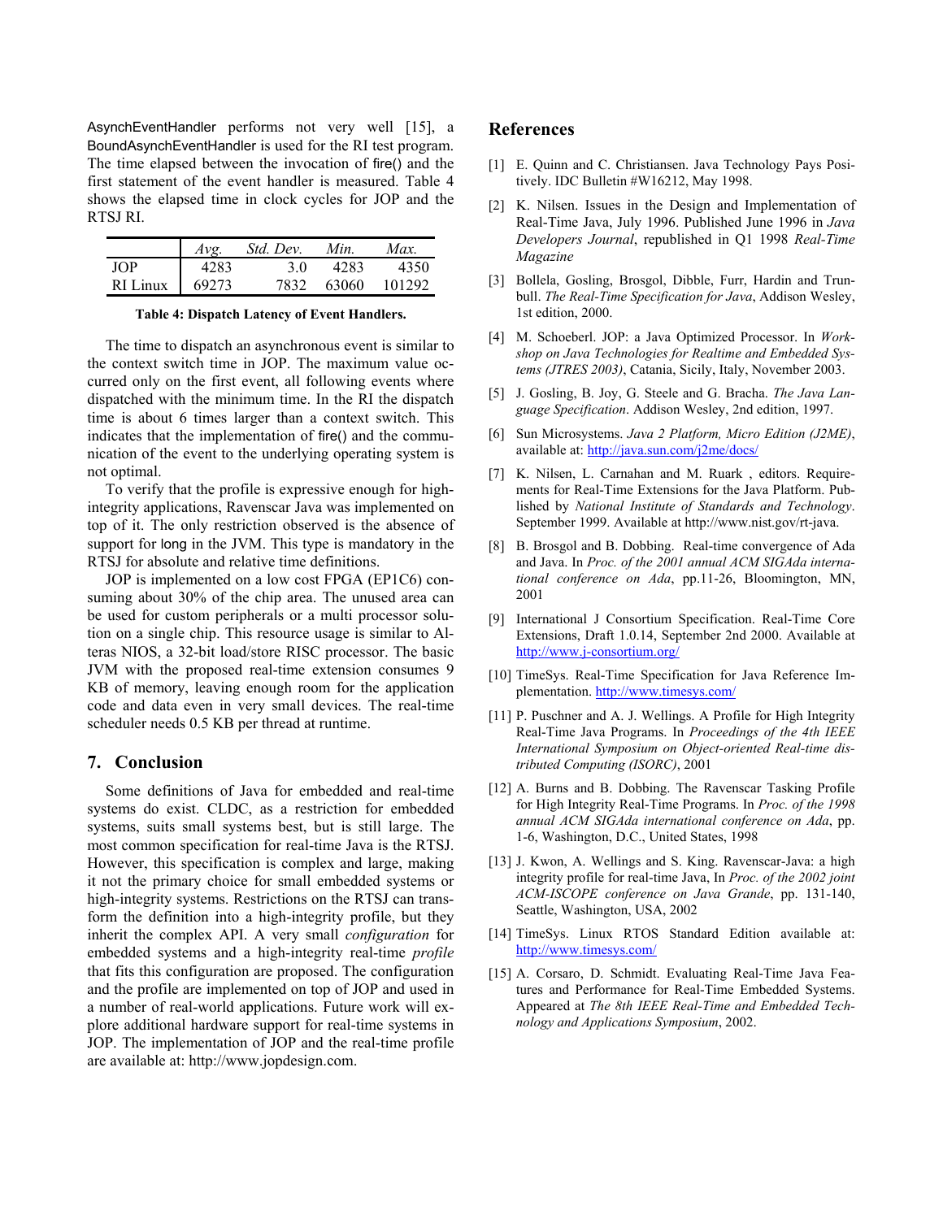AsynchEventHandler performs not very well [15], a BoundAsynchEventHandler is used for the RI test program. The time elapsed between the invocation of fire() and the first statement of the event handler is measured. Table 4 shows the elapsed time in clock cycles for JOP and the RTSJ RI.

| | *Avg.* | *Std. Dev.* | *Min.* | *Max.* |
|---|---|---|---|---|
| JOP | 4283 | 3.0 | 4283 | 4350 |
| RI Linux | 69273 | 7832 | 63060 | 101292 |

**Table 4: Dispatch Latency of Event Handlers.**

The time to dispatch an asynchronous event is similar to the context switch time in JOP. The maximum value occurred only on the first event, all following events where dispatched with the minimum time. In the RI the dispatch time is about 6 times larger than a context switch. This indicates that the implementation of fire() and the communication of the event to the underlying operating system is not optimal.

To verify that the profile is expressive enough for high-integrity applications, Ravenscar Java was implemented on top of it. The only restriction observed is the absence of support for long in the JVM. This type is mandatory in the RTSJ for absolute and relative time definitions.

JOP is implemented on a low cost FPGA (EP1C6) consuming about 30% of the chip area. The unused area can be used for custom peripherals or a multi processor solution on a single chip. This resource usage is similar to Alteras NIOS, a 32-bit load/store RISC processor. The basic JVM with the proposed real-time extension consumes 9 KB of memory, leaving enough room for the application code and data even in very small devices. The real-time scheduler needs 0.5 KB per thread at runtime.

## 7. Conclusion

Some definitions of Java for embedded and real-time systems do exist. CLDC, as a restriction for embedded systems, suits small systems best, but is still large. The most common specification for real-time Java is the RTSJ. However, this specification is complex and large, making it not the primary choice for small embedded systems or high-integrity systems. Restrictions on the RTSJ can transform the definition into a high-integrity profile, but they inherit the complex API. A very small *configuration* for embedded systems and a high-integrity real-time *profile* that fits this configuration are proposed. The configuration and the profile are implemented on top of JOP and used in a number of real-world applications. Future work will explore additional hardware support for real-time systems in JOP. The implementation of JOP and the real-time profile are available at: http://www.jopdesign.com.

## References

[1] E. Quinn and C. Christiansen. Java Technology Pays Positively. IDC Bulletin #W16212, May 1998.

[2] K. Nilsen. Issues in the Design and Implementation of Real-Time Java, July 1996. Published June 1996 in *Java Developers Journal*, republished in Q1 1998 *Real-Time Magazine*

[3] Bollela, Gosling, Brosgol, Dibble, Furr, Hardin and Trunbull. *The Real-Time Specification for Java*, Addison Wesley, 1st edition, 2000.

[4] M. Schoeberl. JOP: a Java Optimized Processor. In *Workshop on Java Technologies for Realtime and Embedded Systems (JTRES 2003)*, Catania, Sicily, Italy, November 2003.

[5] J. Gosling, B. Joy, G. Steele and G. Bracha. *The Java Language Specification*. Addison Wesley, 2nd edition, 1997.

[6] Sun Microsystems. *Java 2 Platform, Micro Edition (J2ME)*, available at: http://java.sun.com/j2me/docs/

[7] K. Nilsen, L. Carnahan and M. Ruark , editors. Requirements for Real-Time Extensions for the Java Platform. Published by *National Institute of Standards and Technology*. September 1999. Available at http://www.nist.gov/rt-java.

[8] B. Brosgol and B. Dobbing. Real-time convergence of Ada and Java. In *Proc. of the 2001 annual ACM SIGAda international conference on Ada*, pp.11-26, Bloomington, MN, 2001

[9] International J Consortium Specification. Real-Time Core Extensions, Draft 1.0.14, September 2nd 2000. Available at http://www.j-consortium.org/

[10] TimeSys. Real-Time Specification for Java Reference Implementation. http://www.timesys.com/

[11] P. Puschner and A. J. Wellings. A Profile for High Integrity Real-Time Java Programs. In *Proceedings of the 4th IEEE International Symposium on Object-oriented Real-time distributed Computing (ISORC)*, 2001

[12] A. Burns and B. Dobbing. The Ravenscar Tasking Profile for High Integrity Real-Time Programs. In *Proc. of the 1998 annual ACM SIGAda international conference on Ada*, pp. 1-6, Washington, D.C., United States, 1998

[13] J. Kwon, A. Wellings and S. King. Ravenscar-Java: a high integrity profile for real-time Java, In *Proc. of the 2002 joint ACM-ISCOPE conference on Java Grande*, pp. 131-140, Seattle, Washington, USA, 2002

[14] TimeSys. Linux RTOS Standard Edition available at: http://www.timesys.com/

[15] A. Corsaro, D. Schmidt. Evaluating Real-Time Java Features and Performance for Real-Time Embedded Systems. Appeared at *The 8th IEEE Real-Time and Embedded Technology and Applications Symposium*, 2002.